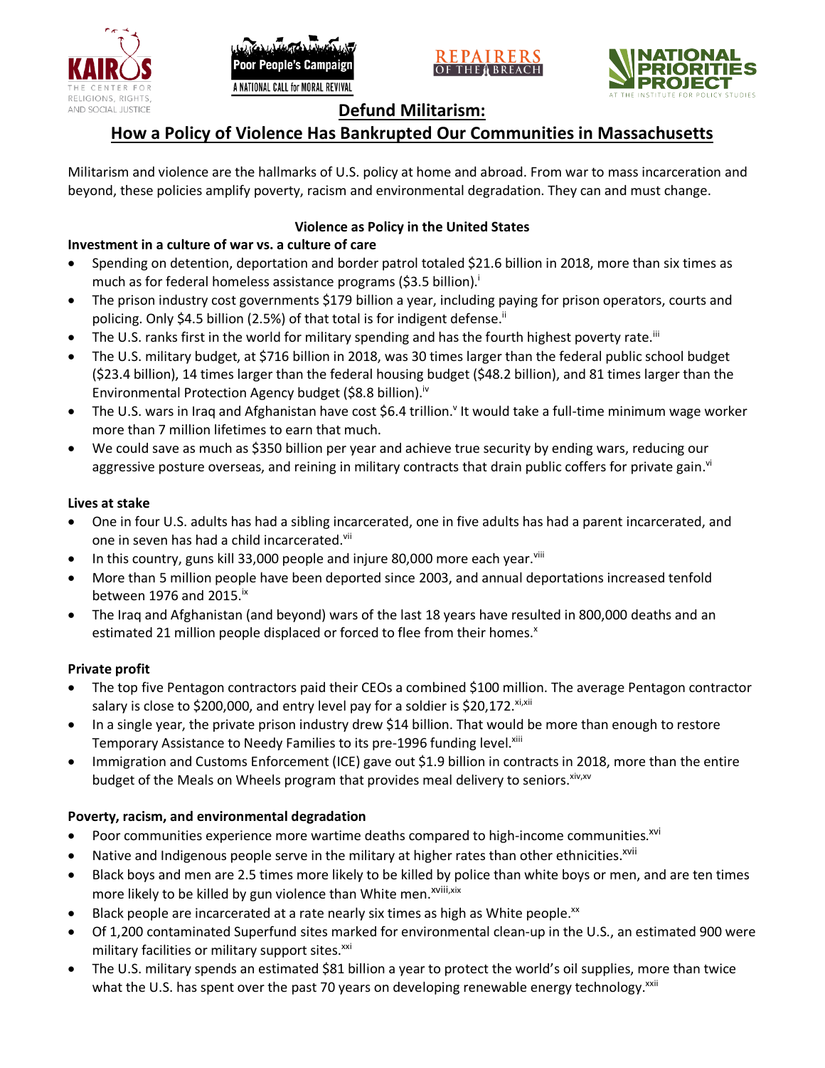# Defund Militarism:

## How a Policy of Violence Has Bankrupted Our Communities in Massachusetts

Militarism and violence are the hallmarks of U.S. policy at home and abroad. From war to mass incarceration and beyond, these policies amplify poverty, racism and environmental degradation. They can and must change.

### Violence as Policy in the United States

**Investment in a culture of war vs. a culture of care**

- Spending on detention, deportation and border patrol totaled $21.6 billion in 2018, more than six times as much as for federal homeless assistance programs ($3.5 billion).[i]
- The prison industry cost governments $179 billion a year, including paying for prison operators, courts and policing. Only $4.5 billion (2.5%) of that total is for indigent defense.[ii]
- The U.S. ranks first in the world for military spending and has the fourth highest poverty rate.[iii]
- The U.S. military budget, at $716 billion in 2018, was 30 times larger than the federal public school budget ($23.4 billion), 14 times larger than the federal housing budget ($48.2 billion), and 81 times larger than the Environmental Protection Agency budget ($8.8 billion).[iv]
- The U.S. wars in Iraq and Afghanistan have cost $6.4 trillion.[v] It would take a full-time minimum wage worker more than 7 million lifetimes to earn that much.
- We could save as much as $350 billion per year and achieve true security by ending wars, reducing our aggressive posture overseas, and reining in military contracts that drain public coffers for private gain.[vi]

**Lives at stake**

- One in four U.S. adults has had a sibling incarcerated, one in five adults has had a parent incarcerated, and one in seven has had a child incarcerated.[vii]
- In this country, guns kill 33,000 people and injure 80,000 more each year.[viii]
- More than 5 million people have been deported since 2003, and annual deportations increased tenfold between 1976 and 2015.[ix]
- The Iraq and Afghanistan (and beyond) wars of the last 18 years have resulted in 800,000 deaths and an estimated 21 million people displaced or forced to flee from their homes.[x]

**Private profit**

- The top five Pentagon contractors paid their CEOs a combined $100 million. The average Pentagon contractor salary is close to $200,000, and entry level pay for a soldier is $20,172.[xi,xii]
- In a single year, the private prison industry drew $14 billion. That would be more than enough to restore Temporary Assistance to Needy Families to its pre-1996 funding level.[xiii]
- Immigration and Customs Enforcement (ICE) gave out $1.9 billion in contracts in 2018, more than the entire budget of the Meals on Wheels program that provides meal delivery to seniors.[xiv,xv]

**Poverty, racism, and environmental degradation**

- Poor communities experience more wartime deaths compared to high-income communities.[xvi]
- Native and Indigenous people serve in the military at higher rates than other ethnicities.[xvii]
- Black boys and men are 2.5 times more likely to be killed by police than white boys or men, and are ten times more likely to be killed by gun violence than White men.[xviii,xix]
- Black people are incarcerated at a rate nearly six times as high as White people.[xx]
- Of 1,200 contaminated Superfund sites marked for environmental clean-up in the U.S., an estimated 900 were military facilities or military support sites.[xxi]
- The U.S. military spends an estimated $81 billion a year to protect the world's oil supplies, more than twice what the U.S. has spent over the past 70 years on developing renewable energy technology.[xxii]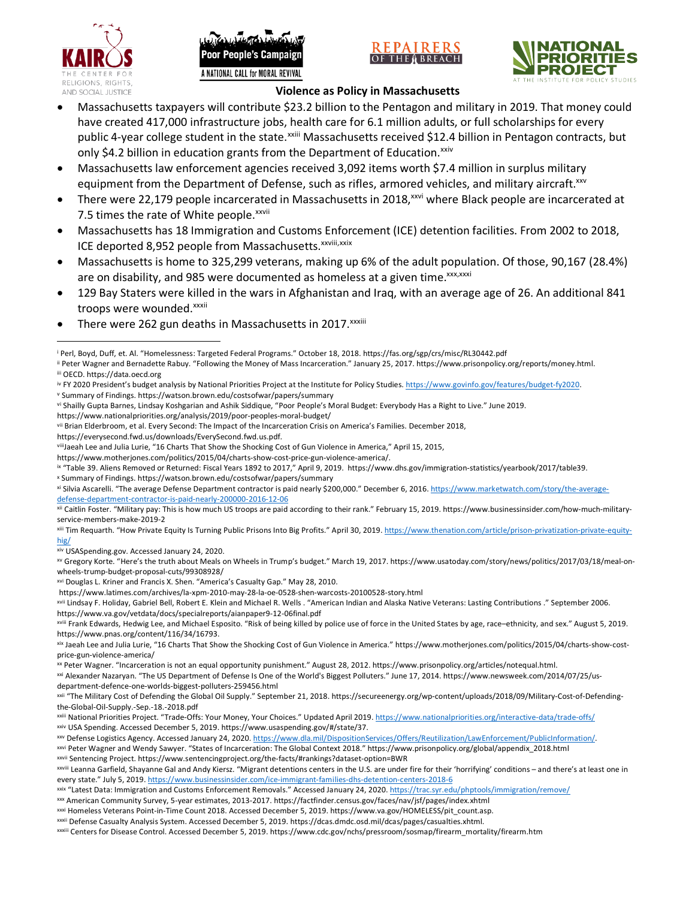## Violence as Policy in Massachusetts

- Massachusetts taxpayers will contribute $23.2 billion to the Pentagon and military in 2019. That money could have created 417,000 infrastructure jobs, health care for 6.1 million adults, or full scholarships for every public 4-year college student in the state.[xxiii] Massachusetts received $12.4 billion in Pentagon contracts, but only $4.2 billion in education grants from the Department of Education.[xxiv]
- Massachusetts law enforcement agencies received 3,092 items worth $7.4 million in surplus military equipment from the Department of Defense, such as rifles, armored vehicles, and military aircraft.[xxv]
- There were 22,179 people incarcerated in Massachusetts in 2018,[xxvi] where Black people are incarcerated at 7.5 times the rate of White people.[xxvii]
- Massachusetts has 18 Immigration and Customs Enforcement (ICE) detention facilities. From 2002 to 2018, ICE deported 8,952 people from Massachusetts.[xxviii,xxix]
- Massachusetts is home to 325,299 veterans, making up 6% of the adult population. Of those, 90,167 (28.4%) are on disability, and 985 were documented as homeless at a given time.[xxx,xxxi]
- 129 Bay Staters were killed in the wars in Afghanistan and Iraq, with an average age of 26. An additional 841 troops were wounded.[xxxii]
- There were 262 gun deaths in Massachusetts in 2017.[xxxiii]

---

[i] Perl, Boyd, Duff, et. Al. "Homelessness: Targeted Federal Programs." October 18, 2018. https://fas.org/sgp/crs/misc/RL30442.pdf

[ii] Peter Wagner and Bernadette Rabuy. "Following the Money of Mass Incarceration." January 25, 2017. https://www.prisonpolicy.org/reports/money.html.

[iii] OECD. https://data.oecd.org

[iv] FY 2020 President's budget analysis by National Priorities Project at the Institute for Policy Studies. https://www.govinfo.gov/features/budget-fy2020.

[v] Summary of Findings. https://watson.brown.edu/costsofwar/papers/summary

[vi] Shailly Gupta Barnes, Lindsay Koshgarian and Ashik Siddique, "Poor People's Moral Budget: Everybody Has a Right to Live." June 2019. https://www.nationalpriorities.org/analysis/2019/poor-peoples-moral-budget/

[vii] Brian Elderbroom, et al. Every Second: The Impact of the Incarceration Crisis on America's Families. December 2018, https://everysecond.fwd.us/downloads/EverySecond.fwd.us.pdf.

[viii] Jaeah Lee and Julia Lurie, "16 Charts That Show the Shocking Cost of Gun Violence in America," April 15, 2015, https://www.motherjones.com/politics/2015/04/charts-show-cost-price-gun-violence-america/.

[ix] "Table 39. Aliens Removed or Returned: Fiscal Years 1892 to 2017," April 9, 2019. https://www.dhs.gov/immigration-statistics/yearbook/2017/table39.

[x] Summary of Findings. https://watson.brown.edu/costsofwar/papers/summary

[xi] Silvia Ascarelli. "The average Defense Department contractor is paid nearly $200,000." December 6, 2016. https://www.marketwatch.com/story/the-average-defense-department-contractor-is-paid-nearly-200000-2016-12-06

[xii] Caitlin Foster. "Military pay: This is how much US troops are paid according to their rank." February 15, 2019. https://www.businessinsider.com/how-much-military-service-members-make-2019-2

[xiii] Tim Requarth. "How Private Equity Is Turning Public Prisons Into Big Profits." April 30, 2019. https://www.thenation.com/article/prison-privatization-private-equity-hig/

[xiv] USASpending.gov. Accessed January 24, 2020.

[xv] Gregory Korte. "Here's the truth about Meals on Wheels in Trump's budget." March 19, 2017. https://www.usatoday.com/story/news/politics/2017/03/18/meal-on-wheels-trump-budget-proposal-cuts/99308928/

[xvi] Douglas L. Kriner and Francis X. Shen. "America's Casualty Gap." May 28, 2010. https://www.latimes.com/archives/la-xpm-2010-may-28-la-oe-0528-shen-warcosts-20100528-story.html

[xvii] Lindsay F. Holiday, Gabriel Bell, Robert E. Klein and Michael R. Wells . "American Indian and Alaska Native Veterans: Lasting Contributions ." September 2006. https://www.va.gov/vetdata/docs/specialreports/aianpaper9-12-06final.pdf

[xviii] Frank Edwards, Hedwig Lee, and Michael Esposito. "Risk of being killed by police use of force in the United States by age, race–ethnicity, and sex." August 5, 2019. https://www.pnas.org/content/116/34/16793.

[xix] Jaeah Lee and Julia Lurie, "16 Charts That Show the Shocking Cost of Gun Violence in America." https://www.motherjones.com/politics/2015/04/charts-show-cost-price-gun-violence-america/

[xx] Peter Wagner. "Incarceration is not an equal opportunity punishment." August 28, 2012. https://www.prisonpolicy.org/articles/notequal.html.

[xxi] Alexander Nazaryan. "The US Department of Defense Is One of the World's Biggest Polluters." June 17, 2014. https://www.newsweek.com/2014/07/25/us-department-defence-one-worlds-biggest-polluters-259456.html

[xxii] "The Military Cost of Defending the Global Oil Supply." September 21, 2018. https://secureenergy.org/wp-content/uploads/2018/09/Military-Cost-of-Defending-the-Global-Oil-Supply.-Sep.-18.-2018.pdf

[xxiii] National Priorities Project. "Trade-Offs: Your Money, Your Choices." Updated April 2019. https://www.nationalpriorities.org/interactive-data/trade-offs/

[xxiv] USA Spending. Accessed December 5, 2019. https://www.usaspending.gov/#/state/37.

[xxv] Defense Logistics Agency. Accessed January 24, 2020. https://www.dla.mil/DispositionServices/Offers/Reutilization/LawEnforcement/PublicInformation/.

[xxvi] Peter Wagner and Wendy Sawyer. "States of Incarceration: The Global Context 2018." https://www.prisonpolicy.org/global/appendix_2018.html

[xxvii] Sentencing Project. https://www.sentencingproject.org/the-facts/#rankings?dataset-option=BWR

[xxviii] Leanna Garfield, Shayanne Gal and Andy Kiersz. "Migrant detentions centers in the U.S. are under fire for their 'horrifying' conditions – and there's at least one in every state." July 5, 2019. https://www.businessinsider.com/ice-immigrant-families-dhs-detention-centers-2018-6

[xxix] "Latest Data: Immigration and Customs Enforcement Removals." Accessed January 24, 2020. https://trac.syr.edu/phptools/immigration/remove/

[xxx] American Community Survey, 5-year estimates, 2013-2017. https://factfinder.census.gov/faces/nav/jsf/pages/index.xhtml

[xxxi] Homeless Veterans Point-in-Time Count 2018. Accessed December 5, 2019. https://www.va.gov/HOMELESS/pit_count.asp.

[xxxii] Defense Casualty Analysis System. Accessed December 5, 2019. https://dcas.dmdc.osd.mil/dcas/pages/casualties.xhtml.

[xxxiii] Centers for Disease Control. Accessed December 5, 2019. https://www.cdc.gov/nchs/pressroom/sosmap/firearm_mortality/firearm.htm